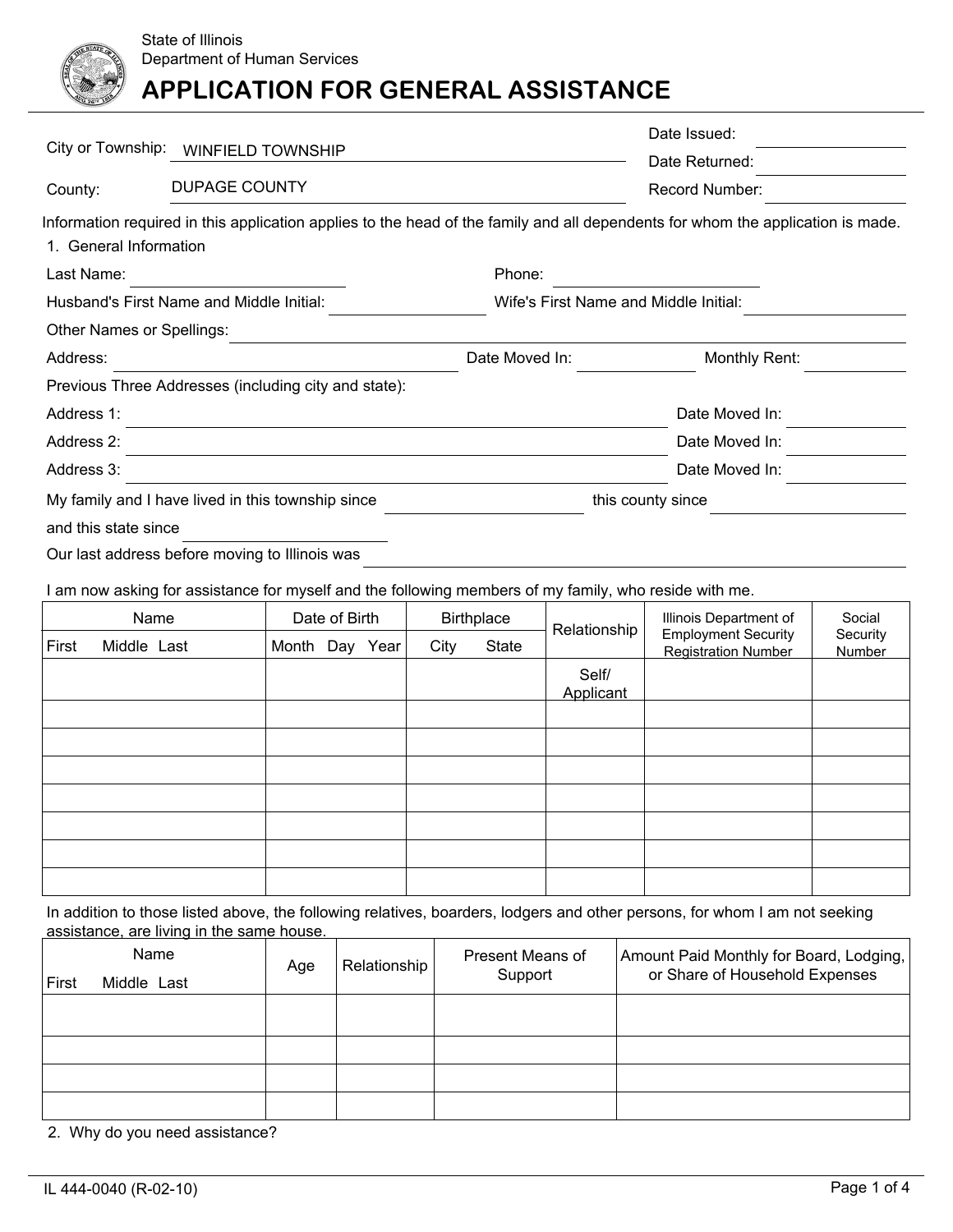State of Illinois
Department of Human Services

# APPLICATION FOR GENERAL ASSISTANCE

City or Township: WINFIELD TOWNSHIP

County: DUPAGE COUNTY

Date Issued: ____________

Date Returned: ____________

Record Number: ____________

Information required in this application applies to the head of the family and all dependents for whom the application is made.

1. General Information

Last Name: ____________ Phone: ____________

Husband's First Name and Middle Initial: ____________ Wife's First Name and Middle Initial: ____________

Other Names or Spellings: ____________

Address: ____________ Date Moved In: ____________ Monthly Rent: ____________

Previous Three Addresses (including city and state):

Address 1: ____________ Date Moved In: ____________

Address 2: ____________ Date Moved In: ____________

Address 3: ____________ Date Moved In: ____________

My family and I have lived in this township since ____________ this county since ____________

and this state since ____________

Our last address before moving to Illinois was ____________

I am now asking for assistance for myself and the following members of my family, who reside with me.

| Name | Date of Birth | Birthplace | Relationship | Illinois Department of Employment Security Registration Number | Social Security Number |
|---|---|---|---|---|---|
| First Middle Last | Month Day Year | City State | | | |
| | | | Self/ Applicant | | |
| | | | | | |
| | | | | | |
| | | | | | |
| | | | | | |
| | | | | | |
| | | | | | |
| | | | | | |

In addition to those listed above, the following relatives, boarders, lodgers and other persons, for whom I am not seeking assistance, are living in the same house.

| Name<br>First Middle Last | Age | Relationship | Present Means of Support | Amount Paid Monthly for Board, Lodging, or Share of Household Expenses |
|---|---|---|---|---|
| | | | | |
| | | | | |
| | | | | |
| | | | | |

2. Why do you need assistance?

IL 444-0040 (R-02-10)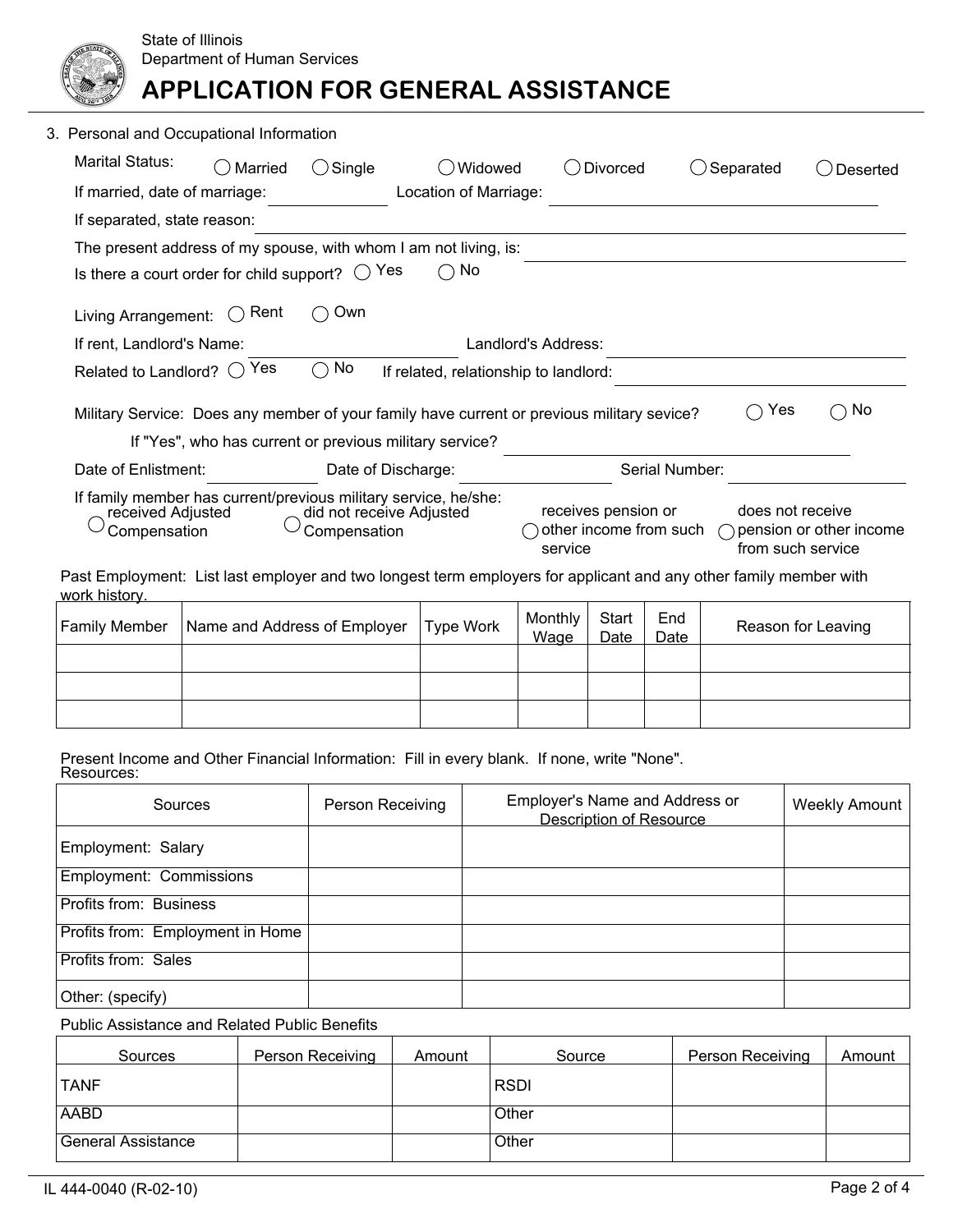State of Illinois
Department of Human Services

# APPLICATION FOR GENERAL ASSISTANCE

3. Personal and Occupational Information

Marital Status: ◯ Married ◯ Single ◯ Widowed ◯ Divorced ◯ Separated ◯ Deserted

If married, date of marriage: ____________ Location of Marriage: ____________

If separated, state reason: ____________

The present address of my spouse, with whom I am not living, is: ____________

Is there a court order for child support? ◯ Yes ◯ No

Living Arrangement: ◯ Rent ◯ Own

If rent, Landlord's Name: ____________ Landlord's Address: ____________

Related to Landlord? ◯ Yes ◯ No If related, relationship to landlord: ____________

Military Service: Does any member of your family have current or previous military sevice? ◯ Yes ◯ No

If "Yes", who has current or previous military service? ____________

Date of Enlistment: ____________ Date of Discharge: ____________ Serial Number: ____________

If family member has current/previous military service, he/she:
◯ received Adjusted Compensation ◯ did not receive Adjusted Compensation ◯ receives pension or other income from such service ◯ does not receive pension or other income from such service

Past Employment: List last employer and two longest term employers for applicant and any other family member with work history.

| Family Member | Name and Address of Employer | Type Work | Monthly Wage | Start Date | End Date | Reason for Leaving |
|---|---|---|---|---|---|---|
| | | | | | | |
| | | | | | | |
| | | | | | | |

Present Income and Other Financial Information: Fill in every blank. If none, write "None".
Resources:

| Sources | Person Receiving | Employer's Name and Address or Description of Resource | Weekly Amount |
|---|---|---|---|
| Employment: Salary | | | |
| Employment: Commissions | | | |
| Profits from: Business | | | |
| Profits from: Employment in Home | | | |
| Profits from: Sales | | | |
| Other: (specify) | | | |

Public Assistance and Related Public Benefits

| Sources | Person Receiving | Amount | Source | Person Receiving | Amount |
|---|---|---|---|---|---|
| TANF | | | RSDI | | |
| AABD | | | Other | | |
| General Assistance | | | Other | | |

IL 444-0040 (R-02-10)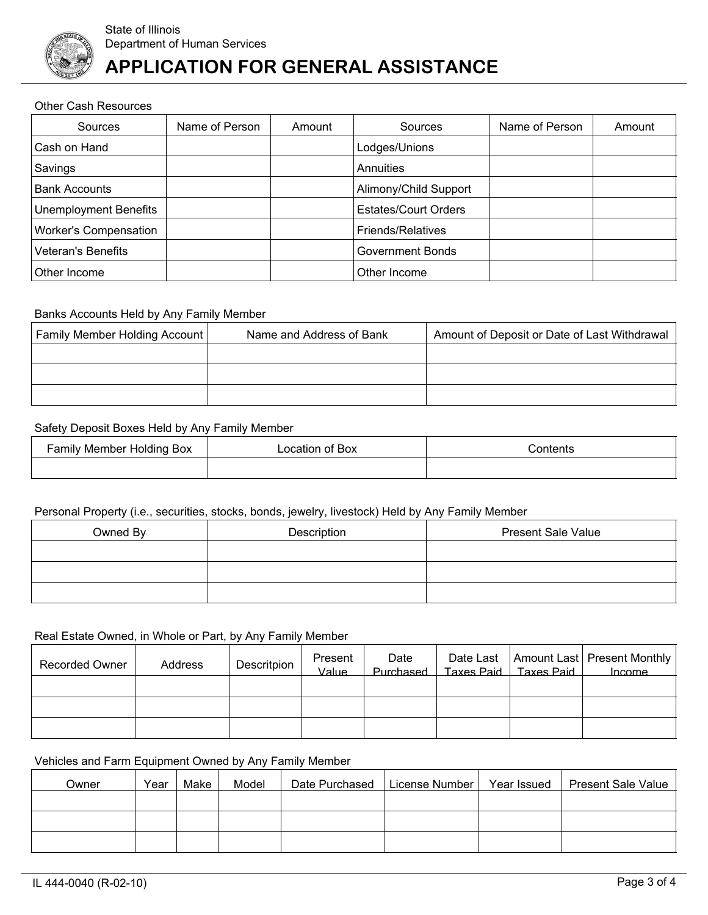State of Illinois
Department of Human Services

# APPLICATION FOR GENERAL ASSISTANCE

Other Cash Resources

| Sources | Name of Person | Amount | Sources | Name of Person | Amount |
|---|---|---|---|---|---|
| Cash on Hand | | | Lodges/Unions | | |
| Savings | | | Annuities | | |
| Bank Accounts | | | Alimony/Child Support | | |
| Unemployment Benefits | | | Estates/Court Orders | | |
| Worker's Compensation | | | Friends/Relatives | | |
| Veteran's Benefits | | | Government Bonds | | |
| Other Income | | | Other Income | | |

Banks Accounts Held by Any Family Member

| Family Member Holding Account | Name and Address of Bank | Amount of Deposit or Date of Last Withdrawal |
|---|---|---|
| | | |
| | | |
| | | |

Safety Deposit Boxes Held by Any Family Member

| Family Member Holding Box | Location of Box | Contents |
|---|---|---|
| | | |

Personal Property (i.e., securities, stocks, bonds, jewelry, livestock) Held by Any Family Member

| Owned By | Description | Present Sale Value |
|---|---|---|
| | | |
| | | |
| | | |

Real Estate Owned, in Whole or Part, by Any Family Member

| Recorded Owner | Address | Descritpion | Present Value | Date Purchased | Date Last Taxes Paid | Amount Last Taxes Paid | Present Monthly Income |
|---|---|---|---|---|---|---|---|
| | | | | | | | |
| | | | | | | | |
| | | | | | | | |

Vehicles and Farm Equipment Owned by Any Family Member

| Owner | Year | Make | Model | Date Purchased | License Number | Year Issued | Present Sale Value |
|---|---|---|---|---|---|---|---|
| | | | | | | | |
| | | | | | | | |
| | | | | | | | |

IL 444-0040 (R-02-10)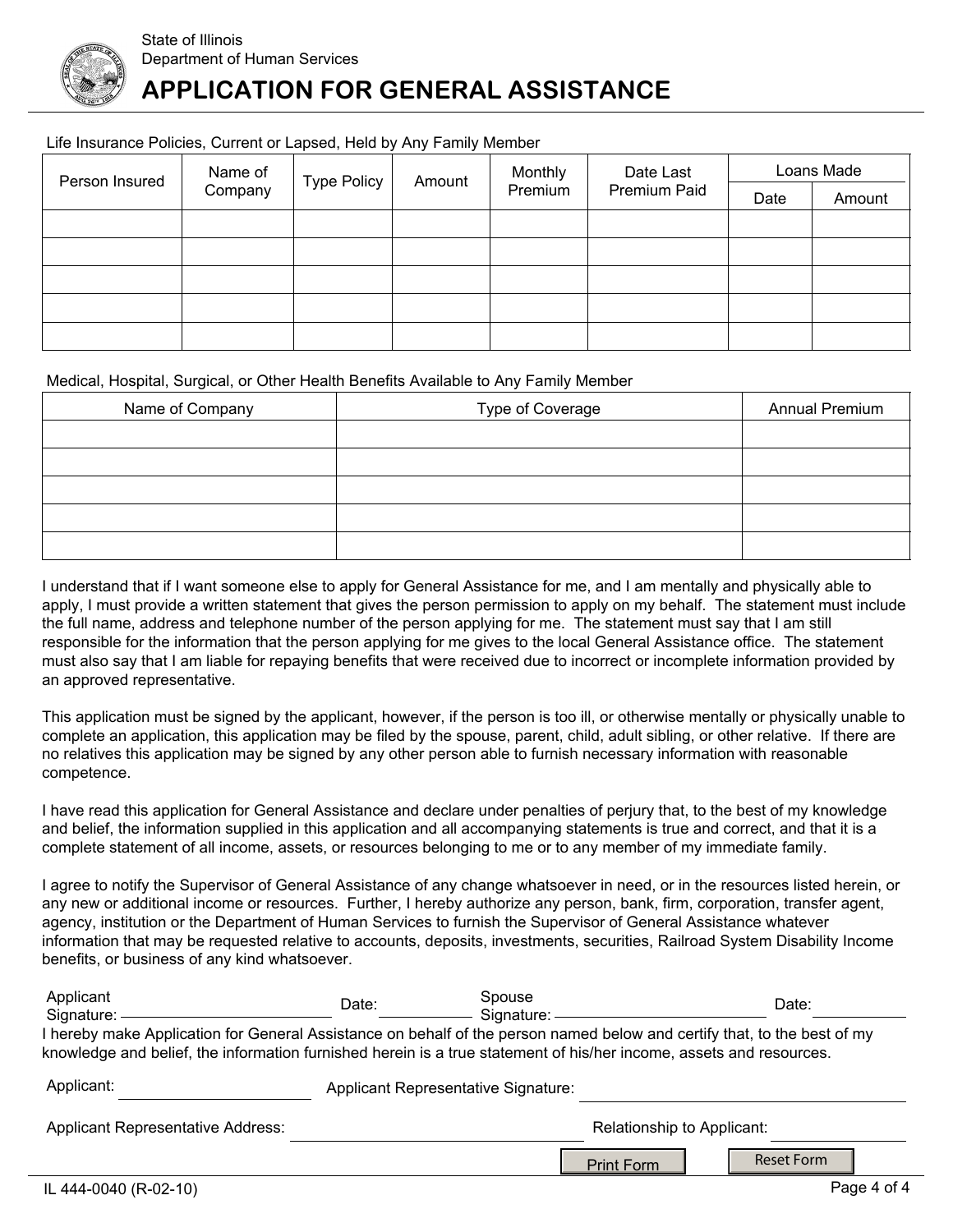State of Illinois
Department of Human Services

# APPLICATION FOR GENERAL ASSISTANCE

Life Insurance Policies, Current or Lapsed, Held by Any Family Member

| Person Insured | Name of Company | Type Policy | Amount | Monthly Premium | Date Last Premium Paid | Loans Made | |
|---|---|---|---|---|---|---|---|
| | | | | | | Date | Amount |
| | | | | | | | |
| | | | | | | | |
| | | | | | | | |
| | | | | | | | |
| | | | | | | | |

Medical, Hospital, Surgical, or Other Health Benefits Available to Any Family Member

| Name of Company | Type of Coverage | Annual Premium |
|---|---|---|
| | | |
| | | |
| | | |
| | | |
| | | |

I understand that if I want someone else to apply for General Assistance for me, and I am mentally and physically able to apply, I must provide a written statement that gives the person permission to apply on my behalf. The statement must include the full name, address and telephone number of the person applying for me. The statement must say that I am still responsible for the information that the person applying for me gives to the local General Assistance office. The statement must also say that I am liable for repaying benefits that were received due to incorrect or incomplete information provided by an approved representative.

This application must be signed by the applicant, however, if the person is too ill, or otherwise mentally or physically unable to complete an application, this application may be filed by the spouse, parent, child, adult sibling, or other relative. If there are no relatives this application may be signed by any other person able to furnish necessary information with reasonable competence.

I have read this application for General Assistance and declare under penalties of perjury that, to the best of my knowledge and belief, the information supplied in this application and all accompanying statements is true and correct, and that it is a complete statement of all income, assets, or resources belonging to me or to any member of my immediate family.

I agree to notify the Supervisor of General Assistance of any change whatsoever in need, or in the resources listed herein, or any new or additional income or resources. Further, I hereby authorize any person, bank, firm, corporation, transfer agent, agency, institution or the Department of Human Services to furnish the Supervisor of General Assistance whatever information that may be requested relative to accounts, deposits, investments, securities, Railroad System Disability Income benefits, or business of any kind whatsoever.

Applicant Signature: ______________________ Date: __________ Spouse Signature: ______________________ Date: __________

I hereby make Application for General Assistance on behalf of the person named below and certify that, to the best of my knowledge and belief, the information furnished herein is a true statement of his/her income, assets and resources.

Applicant: ______________________ Applicant Representative Signature: ______________________

Applicant Representative Address: ______________________ Relationship to Applicant: ______________________

Print Form Reset Form

IL 444-0040 (R-02-10)